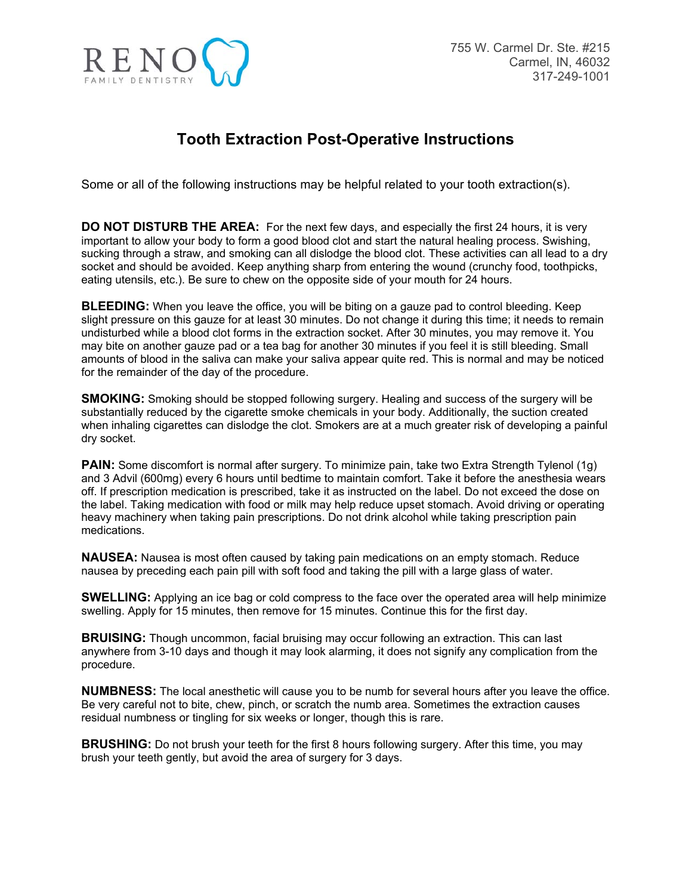RENO FAMILY DENTISTRY

755 W. Carmel Dr. Ste. #215
Carmel, IN, 46032
317-249-1001

# Tooth Extraction Post-Operative Instructions

Some or all of the following instructions may be helpful related to your tooth extraction(s).

**DO NOT DISTURB THE AREA:** For the next few days, and especially the first 24 hours, it is very important to allow your body to form a good blood clot and start the natural healing process. Swishing, sucking through a straw, and smoking can all dislodge the blood clot. These activities can all lead to a dry socket and should be avoided. Keep anything sharp from entering the wound (crunchy food, toothpicks, eating utensils, etc.). Be sure to chew on the opposite side of your mouth for 24 hours.

**BLEEDING:** When you leave the office, you will be biting on a gauze pad to control bleeding. Keep slight pressure on this gauze for at least 30 minutes. Do not change it during this time; it needs to remain undisturbed while a blood clot forms in the extraction socket. After 30 minutes, you may remove it. You may bite on another gauze pad or a tea bag for another 30 minutes if you feel it is still bleeding. Small amounts of blood in the saliva can make your saliva appear quite red. This is normal and may be noticed for the remainder of the day of the procedure.

**SMOKING:** Smoking should be stopped following surgery. Healing and success of the surgery will be substantially reduced by the cigarette smoke chemicals in your body. Additionally, the suction created when inhaling cigarettes can dislodge the clot. Smokers are at a much greater risk of developing a painful dry socket.

**PAIN:** Some discomfort is normal after surgery. To minimize pain, take two Extra Strength Tylenol (1g) and 3 Advil (600mg) every 6 hours until bedtime to maintain comfort. Take it before the anesthesia wears off. If prescription medication is prescribed, take it as instructed on the label. Do not exceed the dose on the label. Taking medication with food or milk may help reduce upset stomach. Avoid driving or operating heavy machinery when taking pain prescriptions. Do not drink alcohol while taking prescription pain medications.

**NAUSEA:** Nausea is most often caused by taking pain medications on an empty stomach. Reduce nausea by preceding each pain pill with soft food and taking the pill with a large glass of water.

**SWELLING:** Applying an ice bag or cold compress to the face over the operated area will help minimize swelling. Apply for 15 minutes, then remove for 15 minutes. Continue this for the first day.

**BRUISING:** Though uncommon, facial bruising may occur following an extraction. This can last anywhere from 3-10 days and though it may look alarming, it does not signify any complication from the procedure.

**NUMBNESS:** The local anesthetic will cause you to be numb for several hours after you leave the office. Be very careful not to bite, chew, pinch, or scratch the numb area. Sometimes the extraction causes residual numbness or tingling for six weeks or longer, though this is rare.

**BRUSHING:** Do not brush your teeth for the first 8 hours following surgery. After this time, you may brush your teeth gently, but avoid the area of surgery for 3 days.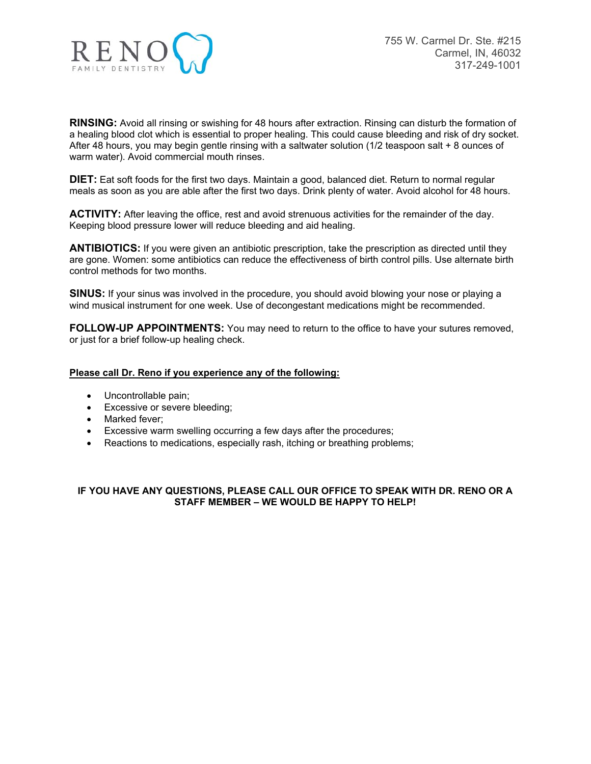RENO FAMILY DENTISTRY

755 W. Carmel Dr. Ste. #215
Carmel, IN, 46032
317-249-1001

**RINSING:** Avoid all rinsing or swishing for 48 hours after extraction. Rinsing can disturb the formation of a healing blood clot which is essential to proper healing. This could cause bleeding and risk of dry socket. After 48 hours, you may begin gentle rinsing with a saltwater solution (1/2 teaspoon salt + 8 ounces of warm water). Avoid commercial mouth rinses.

**DIET:** Eat soft foods for the first two days. Maintain a good, balanced diet. Return to normal regular meals as soon as you are able after the first two days. Drink plenty of water. Avoid alcohol for 48 hours.

**ACTIVITY:** After leaving the office, rest and avoid strenuous activities for the remainder of the day. Keeping blood pressure lower will reduce bleeding and aid healing.

**ANTIBIOTICS:** If you were given an antibiotic prescription, take the prescription as directed until they are gone. Women: some antibiotics can reduce the effectiveness of birth control pills. Use alternate birth control methods for two months.

**SINUS:** If your sinus was involved in the procedure, you should avoid blowing your nose or playing a wind musical instrument for one week. Use of decongestant medications might be recommended.

**FOLLOW-UP APPOINTMENTS:** You may need to return to the office to have your sutures removed, or just for a brief follow-up healing check.

**Please call Dr. Reno if you experience any of the following:**

- Uncontrollable pain;
- Excessive or severe bleeding;
- Marked fever;
- Excessive warm swelling occurring a few days after the procedures;
- Reactions to medications, especially rash, itching or breathing problems;

**IF YOU HAVE ANY QUESTIONS, PLEASE CALL OUR OFFICE TO SPEAK WITH DR. RENO OR A STAFF MEMBER – WE WOULD BE HAPPY TO HELP!**